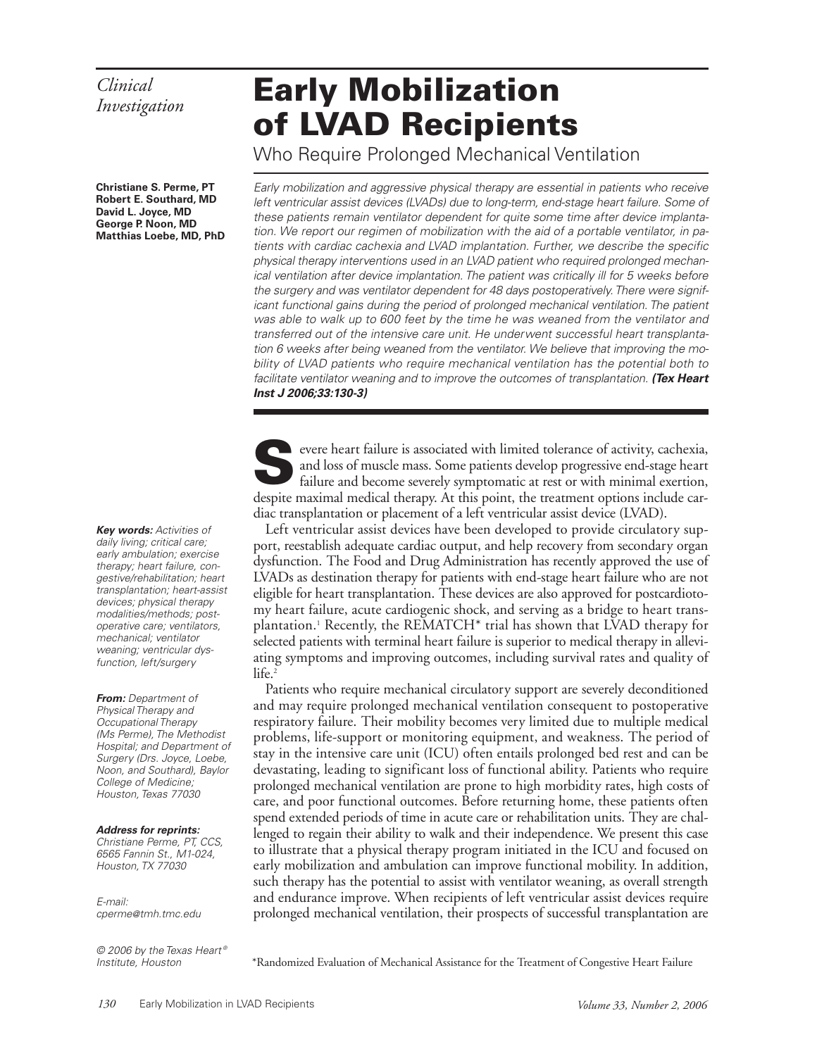*Clinical Investigation*

# Early Mobilization of LVAD Recipients

## Who Require Prolonged Mechanical Ventilation

**Christiane S. Perme, PT**
**Robert E. Southard, MD**
**David L. Joyce, MD**
**George P. Noon, MD**
**Matthias Loebe, MD, PhD**

*Early mobilization and aggressive physical therapy are essential in patients who receive left ventricular assist devices (LVADs) due to long-term, end-stage heart failure. Some of these patients remain ventilator dependent for quite some time after device implantation. We report our regimen of mobilization with the aid of a portable ventilator, in patients with cardiac cachexia and LVAD implantation. Further, we describe the specific physical therapy interventions used in an LVAD patient who required prolonged mechanical ventilation after device implantation. The patient was critically ill for 5 weeks before the surgery and was ventilator dependent for 48 days postoperatively. There were significant functional gains during the period of prolonged mechanical ventilation. The patient was able to walk up to 600 feet by the time he was weaned from the ventilator and transferred out of the intensive care unit. He underwent successful heart transplantation 6 weeks after being weaned from the ventilator. We believe that improving the mobility of LVAD patients who require mechanical ventilation has the potential both to facilitate ventilator weaning and to improve the outcomes of transplantation.* ***(Tex Heart Inst J 2006;33:130-3)***

***Key words:*** *Activities of daily living; critical care; early ambulation; exercise therapy; heart failure, congestive/rehabilitation; heart transplantation; heart-assist devices; physical therapy modalities/methods; postoperative care; ventilators, mechanical; ventilator weaning; ventricular dysfunction, left/surgery*

***From:*** *Department of Physical Therapy and Occupational Therapy (Ms Perme), The Methodist Hospital; and Department of Surgery (Drs. Joyce, Loebe, Noon, and Southard), Baylor College of Medicine; Houston, Texas 77030*

***Address for reprints:*** *Christiane Perme, PT, CCS, 6565 Fannin St., M1-024, Houston, TX 77030*

*E-mail: cperme@tmh.tmc.edu*

*© 2006 by the Texas Heart® Institute, Houston*

Severe heart failure is associated with limited tolerance of activity, cachexia, and loss of muscle mass. Some patients develop progressive end-stage heart failure and become severely symptomatic at rest or with minimal exertion, despite maximal medical therapy. At this point, the treatment options include cardiac transplantation or placement of a left ventricular assist device (LVAD).

Left ventricular assist devices have been developed to provide circulatory support, reestablish adequate cardiac output, and help recovery from secondary organ dysfunction. The Food and Drug Administration has recently approved the use of LVADs as destination therapy for patients with end-stage heart failure who are not eligible for heart transplantation. These devices are also approved for postcardiotomy heart failure, acute cardiogenic shock, and serving as a bridge to heart transplantation.[1] Recently, the REMATCH* trial has shown that LVAD therapy for selected patients with terminal heart failure is superior to medical therapy in alleviating symptoms and improving outcomes, including survival rates and quality of life.[2]

Patients who require mechanical circulatory support are severely deconditioned and may require prolonged mechanical ventilation consequent to postoperative respiratory failure. Their mobility becomes very limited due to multiple medical problems, life-support or monitoring equipment, and weakness. The period of stay in the intensive care unit (ICU) often entails prolonged bed rest and can be devastating, leading to significant loss of functional ability. Patients who require prolonged mechanical ventilation are prone to high morbidity rates, high costs of care, and poor functional outcomes. Before returning home, these patients often spend extended periods of time in acute care or rehabilitation units. They are challenged to regain their ability to walk and their independence. We present this case to illustrate that a physical therapy program initiated in the ICU and focused on early mobilization and ambulation can improve functional mobility. In addition, such therapy has the potential to assist with ventilator weaning, as overall strength and endurance improve. When recipients of left ventricular assist devices require prolonged mechanical ventilation, their prospects of successful transplantation are

*Randomized Evaluation of Mechanical Assistance for the Treatment of Congestive Heart Failure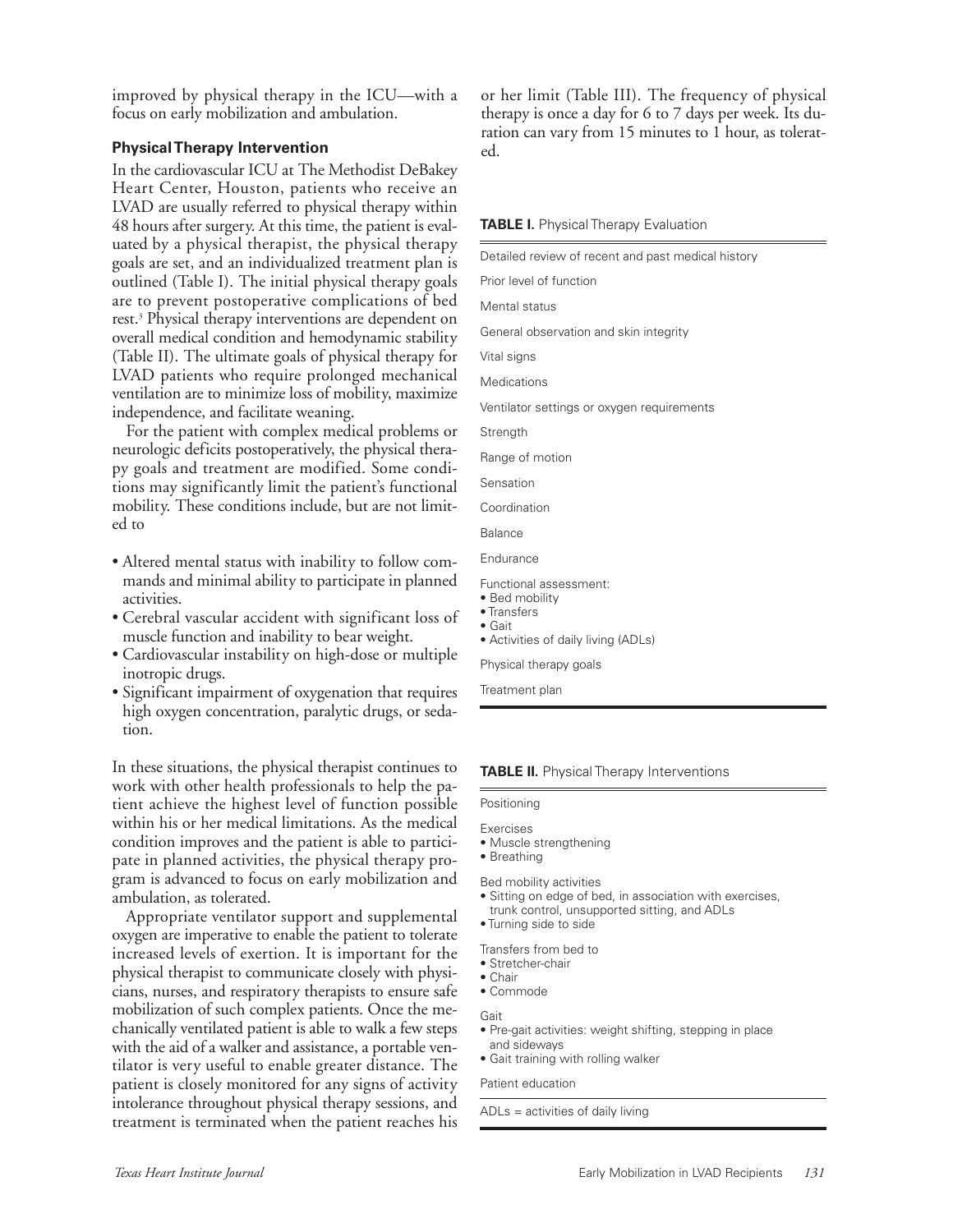improved by physical therapy in the ICU—with a focus on early mobilization and ambulation.

### Physical Therapy Intervention

In the cardiovascular ICU at The Methodist DeBakey Heart Center, Houston, patients who receive an LVAD are usually referred to physical therapy within 48 hours after surgery. At this time, the patient is evaluated by a physical therapist, the physical therapy goals are set, and an individualized treatment plan is outlined (Table I). The initial physical therapy goals are to prevent postoperative complications of bed rest.[3] Physical therapy interventions are dependent on overall medical condition and hemodynamic stability (Table II). The ultimate goals of physical therapy for LVAD patients who require prolonged mechanical ventilation are to minimize loss of mobility, maximize independence, and facilitate weaning.

For the patient with complex medical problems or neurologic deficits postoperatively, the physical therapy goals and treatment are modified. Some conditions may significantly limit the patient's functional mobility. These conditions include, but are not limited to

- Altered mental status with inability to follow commands and minimal ability to participate in planned activities.
- Cerebral vascular accident with significant loss of muscle function and inability to bear weight.
- Cardiovascular instability on high-dose or multiple inotropic drugs.
- Significant impairment of oxygenation that requires high oxygen concentration, paralytic drugs, or sedation.

In these situations, the physical therapist continues to work with other health professionals to help the patient achieve the highest level of function possible within his or her medical limitations. As the medical condition improves and the patient is able to participate in planned activities, the physical therapy program is advanced to focus on early mobilization and ambulation, as tolerated.

Appropriate ventilator support and supplemental oxygen are imperative to enable the patient to tolerate increased levels of exertion. It is important for the physical therapist to communicate closely with physicians, nurses, and respiratory therapists to ensure safe mobilization of such complex patients. Once the mechanically ventilated patient is able to walk a few steps with the aid of a walker and assistance, a portable ventilator is very useful to enable greater distance. The patient is closely monitored for any signs of activity intolerance throughout physical therapy sessions, and treatment is terminated when the patient reaches his or her limit (Table III). The frequency of physical therapy is once a day for 6 to 7 days per week. Its duration can vary from 15 minutes to 1 hour, as tolerated.

**TABLE I.** Physical Therapy Evaluation

| |
|---|
| Detailed review of recent and past medical history |
| Prior level of function |
| Mental status |
| General observation and skin integrity |
| Vital signs |
| Medications |
| Ventilator settings or oxygen requirements |
| Strength |
| Range of motion |
| Sensation |
| Coordination |
| Balance |
| Endurance |
| Functional assessment:<br>• Bed mobility<br>• Transfers<br>• Gait<br>• Activities of daily living (ADLs) |
| Physical therapy goals |
| Treatment plan |

**TABLE II.** Physical Therapy Interventions

| |
|---|
| Positioning |
| Exercises<br>• Muscle strengthening<br>• Breathing |
| Bed mobility activities<br>• Sitting on edge of bed, in association with exercises, trunk control, unsupported sitting, and ADLs<br>• Turning side to side |
| Transfers from bed to<br>• Stretcher-chair<br>• Chair<br>• Commode |
| Gait<br>• Pre-gait activities: weight shifting, stepping in place and sideways<br>• Gait training with rolling walker |
| Patient education |

ADLs = activities of daily living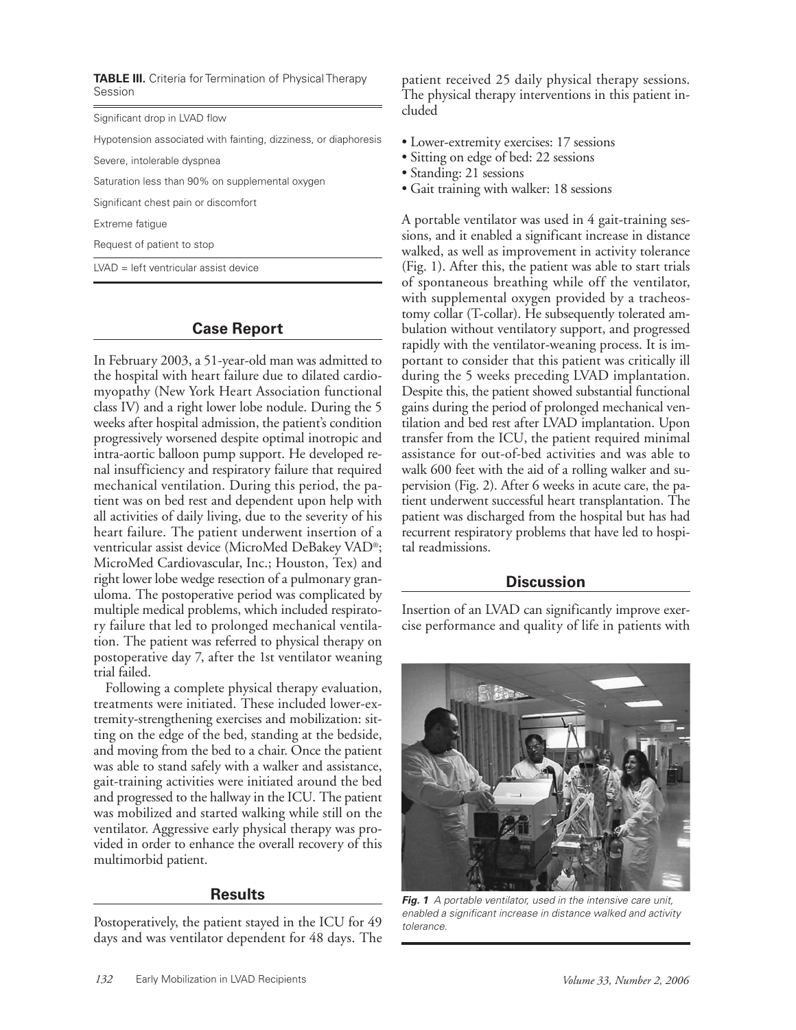**TABLE III.** Criteria for Termination of Physical Therapy Session

| |
|---|
| Significant drop in LVAD flow |
| Hypotension associated with fainting, dizziness, or diaphoresis |
| Severe, intolerable dyspnea |
| Saturation less than 90% on supplemental oxygen |
| Significant chest pain or discomfort |
| Extreme fatigue |
| Request of patient to stop |

LVAD = left ventricular assist device

## Case Report

In February 2003, a 51-year-old man was admitted to the hospital with heart failure due to dilated cardiomyopathy (New York Heart Association functional class IV) and a right lower lobe nodule. During the 5 weeks after hospital admission, the patient's condition progressively worsened despite optimal inotropic and intra-aortic balloon pump support. He developed renal insufficiency and respiratory failure that required mechanical ventilation. During this period, the patient was on bed rest and dependent upon help with all activities of daily living, due to the severity of his heart failure. The patient underwent insertion of a ventricular assist device (MicroMed DeBakey VAD®; MicroMed Cardiovascular, Inc.; Houston, Tex) and right lower lobe wedge resection of a pulmonary granuloma. The postoperative period was complicated by multiple medical problems, which included respiratory failure that led to prolonged mechanical ventilation. The patient was referred to physical therapy on postoperative day 7, after the 1st ventilator weaning trial failed.

Following a complete physical therapy evaluation, treatments were initiated. These included lower-extremity-strengthening exercises and mobilization: sitting on the edge of the bed, standing at the bedside, and moving from the bed to a chair. Once the patient was able to stand safely with a walker and assistance, gait-training activities were initiated around the bed and progressed to the hallway in the ICU. The patient was mobilized and started walking while still on the ventilator. Aggressive early physical therapy was provided in order to enhance the overall recovery of this multimorbid patient.

## Results

Postoperatively, the patient stayed in the ICU for 49 days and was ventilator dependent for 48 days. The patient received 25 daily physical therapy sessions. The physical therapy interventions in this patient included

- Lower-extremity exercises: 17 sessions
- Sitting on edge of bed: 22 sessions
- Standing: 21 sessions
- Gait training with walker: 18 sessions

A portable ventilator was used in 4 gait-training sessions, and it enabled a significant increase in distance walked, as well as improvement in activity tolerance (Fig. 1). After this, the patient was able to start trials of spontaneous breathing while off the ventilator, with supplemental oxygen provided by a tracheostomy collar (T-collar). He subsequently tolerated ambulation without ventilatory support, and progressed rapidly with the ventilator-weaning process. It is important to consider that this patient was critically ill during the 5 weeks preceding LVAD implantation. Despite this, the patient showed substantial functional gains during the period of prolonged mechanical ventilation and bed rest after LVAD implantation. Upon transfer from the ICU, the patient required minimal assistance for out-of-bed activities and was able to walk 600 feet with the aid of a rolling walker and supervision (Fig. 2). After 6 weeks in acute care, the patient underwent successful heart transplantation. The patient was discharged from the hospital but has had recurrent respiratory problems that have led to hospital readmissions.

## Discussion

Insertion of an LVAD can significantly improve exercise performance and quality of life in patients with

*Fig. 1 A portable ventilator, used in the intensive care unit, enabled a significant increase in distance walked and activity tolerance.*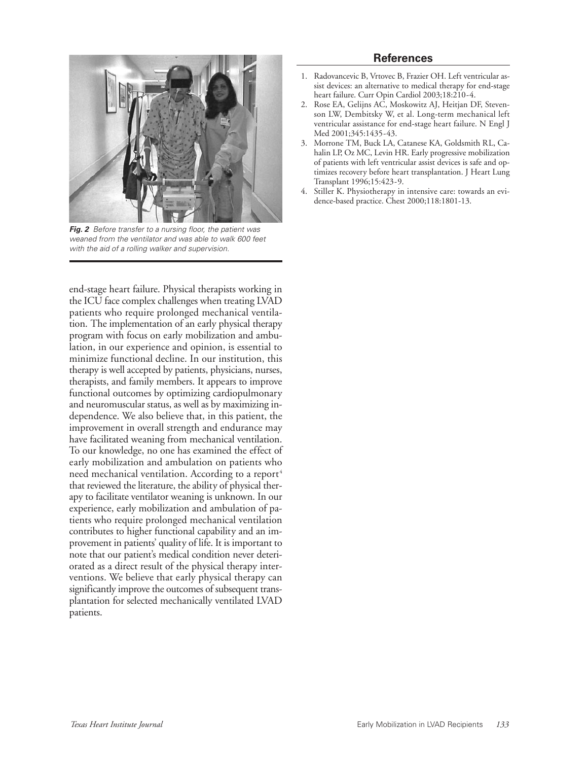*Fig. 2 Before transfer to a nursing floor, the patient was weaned from the ventilator and was able to walk 600 feet with the aid of a rolling walker and supervision.*

end-stage heart failure. Physical therapists working in the ICU face complex challenges when treating LVAD patients who require prolonged mechanical ventilation. The implementation of an early physical therapy program with focus on early mobilization and ambulation, in our experience and opinion, is essential to minimize functional decline. In our institution, this therapy is well accepted by patients, physicians, nurses, therapists, and family members. It appears to improve functional outcomes by optimizing cardiopulmonary and neuromuscular status, as well as by maximizing independence. We also believe that, in this patient, the improvement in overall strength and endurance may have facilitated weaning from mechanical ventilation. To our knowledge, no one has examined the effect of early mobilization and ambulation on patients who need mechanical ventilation. According to a report[4] that reviewed the literature, the ability of physical therapy to facilitate ventilator weaning is unknown. In our experience, early mobilization and ambulation of patients who require prolonged mechanical ventilation contributes to higher functional capability and an improvement in patients' quality of life. It is important to note that our patient's medical condition never deteriorated as a direct result of the physical therapy interventions. We believe that early physical therapy can significantly improve the outcomes of subsequent transplantation for selected mechanically ventilated LVAD patients.

## References

1. Radovancevic B, Vrtovec B, Frazier OH. Left ventricular assist devices: an alternative to medical therapy for end-stage heart failure. Curr Opin Cardiol 2003;18:210-4.
2. Rose EA, Gelijns AC, Moskowitz AJ, Heitjan DF, Stevenson LW, Dembitsky W, et al. Long-term mechanical left ventricular assistance for end-stage heart failure. N Engl J Med 2001;345:1435-43.
3. Morrone TM, Buck LA, Catanese KA, Goldsmith RL, Cahalin LP, Oz MC, Levin HR. Early progressive mobilization of patients with left ventricular assist devices is safe and optimizes recovery before heart transplantation. J Heart Lung Transplant 1996;15:423-9.
4. Stiller K. Physiotherapy in intensive care: towards an evidence-based practice. Chest 2000;118:1801-13.